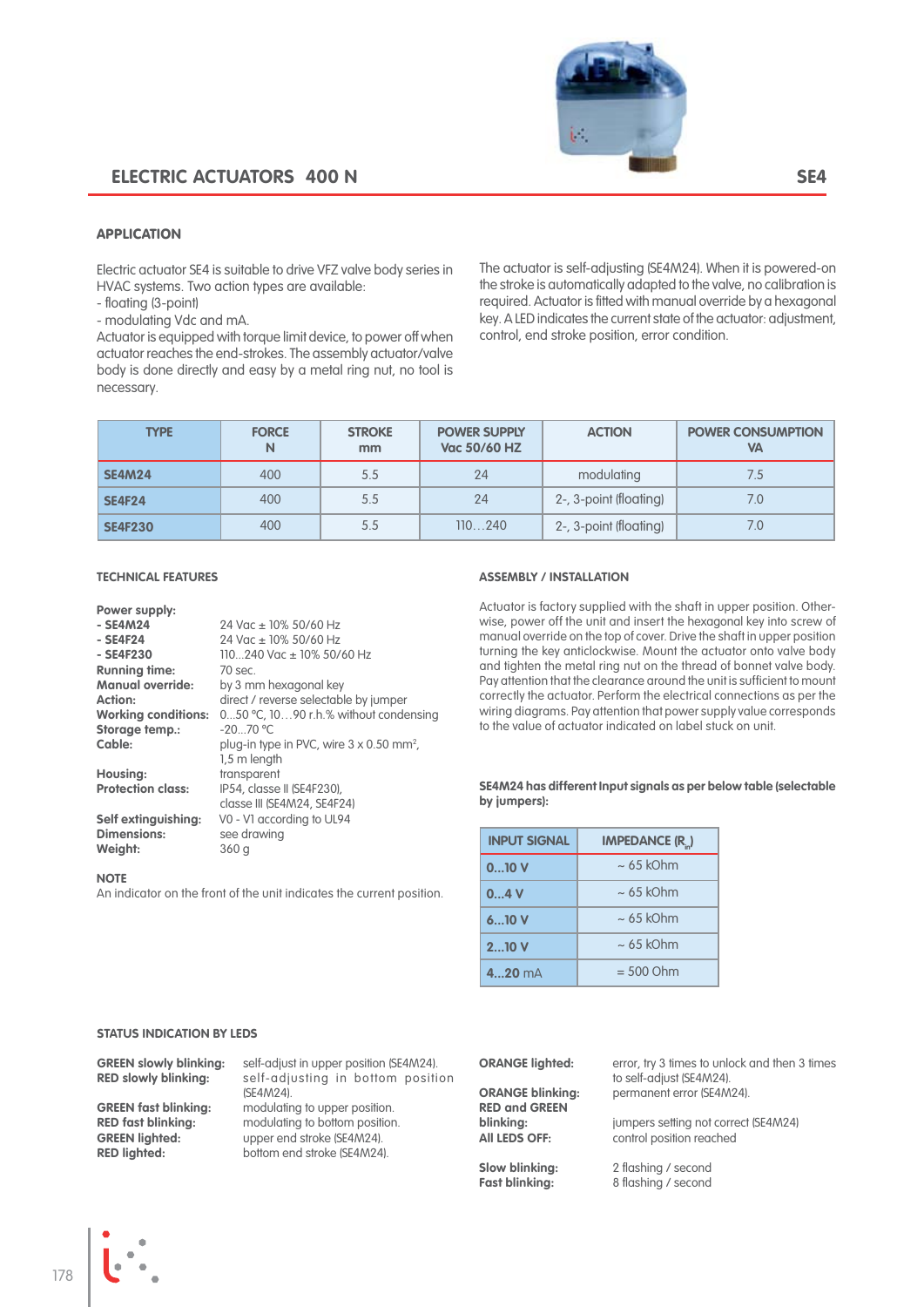# ELECTRIC ACTUATORS 400 N — SE4

## APPLICATION

Electric actuator SE4 is suitable to drive VFZ valve body series in HVAC systems. Two action types are available:
- floating (3-point)
- modulating Vdc and mA.

Actuator is equipped with torque limit device, to power off when actuator reaches the end-strokes. The assembly actuator/valve body is done directly and easy by a metal ring nut, no tool is necessary.

The actuator is self-adjusting (SE4M24). When it is powered-on the stroke is automatically adapted to the valve, no calibration is required. Actuator is fitted with manual override by a hexagonal key. A LED indicates the current state of the actuator: adjustment, control, end stroke position, error condition.

| TYPE | FORCE N | STROKE mm | POWER SUPPLY Vac 50/60 HZ | ACTION | POWER CONSUMPTION VA |
|---|---|---|---|---|---|
| **SE4M24** | 400 | 5.5 | 24 | modulating | 7.5 |
| **SE4F24** | 400 | 5.5 | 24 | 2-, 3-point (floating) | 7.0 |
| **SE4F230** | 400 | 5.5 | 110…240 | 2-, 3-point (floating) | 7.0 |

### TECHNICAL FEATURES

**Power supply:**
- **- SE4M24**: 24 Vac ± 10% 50/60 Hz
- **- SE4F24**: 24 Vac ± 10% 50/60 Hz
- **- SE4F230**: 110...240 Vac ± 10% 50/60 Hz

**Running time:** 70 sec.
**Manual override:** by 3 mm hexagonal key
**Action:** direct / reverse selectable by jumper
**Working conditions:** 0...50 °C, 10…90 r.h.% without condensing
**Storage temp.:** -20...70 °C
**Cable:** plug-in type in PVC, wire 3 x 0.50 mm², 1,5 m length
**Housing:** transparent
**Protection class:** IP54, classe II (SE4F230), classe III (SE4M24, SE4F24)
**Self extinguishing:** V0 - V1 according to UL94
**Dimensions:** see drawing
**Weight:** 360 g

### NOTE

An indicator on the front of the unit indicates the current position.

### ASSEMBLY / INSTALLATION

Actuator is factory supplied with the shaft in upper position. Otherwise, power off the unit and insert the hexagonal key into screw of manual override on the top of cover. Drive the shaft in upper position turning the key anticlockwise. Mount the actuator onto valve body and tighten the metal ring nut on the thread of bonnet valve body. Pay attention that the clearance around the unit is sufficient to mount correctly the actuator. Perform the electrical connections as per the wiring diagrams. Pay attention that power supply value corresponds to the value of actuator indicated on label stuck on unit.

**SE4M24 has different Input signals as per below table (selectable by jumpers):**

| INPUT SIGNAL | IMPEDANCE ($R_{in}$) |
|---|---|
| **0...10 V** | ~ 65 kOhm |
| **0...4 V** | ~ 65 kOhm |
| **6...10 V** | ~ 65 kOhm |
| **2...10 V** | ~ 65 kOhm |
| **4...20 mA** | = 500 Ohm |

### STATUS INDICATION BY LEDS

**GREEN slowly blinking:** self-adjust in upper position (SE4M24).
**RED slowly blinking:** self-adjusting in bottom position (SE4M24).
**GREEN fast blinking:** modulating to upper position.
**RED fast blinking:** modulating to bottom position.
**GREEN lighted:** upper end stroke (SE4M24).
**RED lighted:** bottom end stroke (SE4M24).

**ORANGE lighted:** error, try 3 times to unlock and then 3 times to self-adjust (SE4M24).
**ORANGE blinking:** permanent error (SE4M24).
**RED and GREEN blinking:** jumpers setting not correct (SE4M24)
**All LEDS OFF:** control position reached

**Slow blinking:** 2 flashing / second
**Fast blinking:** 8 flashing / second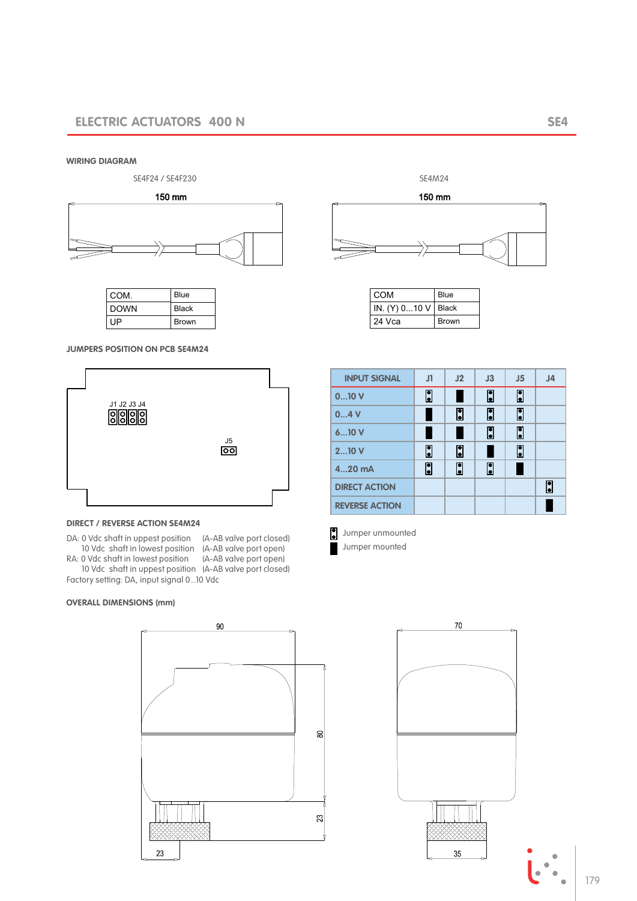## WIRING DIAGRAM

SE4F24 / SE4F230

150 mm

| | |
|---|---|
| COM. | Blue |
| DOWN | Black |
| UP | Brown |

SE4M24

150 mm

| | |
|---|---|
| COM | Blue |
| IN. (Y) 0...10 V | Black |
| 24 Vca | Brown |

## JUMPERS POSITION ON PCB SE4M24

J1 J2 J3 J4

J5

| INPUT SIGNAL | J1 | J2 | J3 | J5 | J4 |
|---|---|---|---|---|---|
| 0...10 V | Jumper unmounted | Jumper mounted | Jumper unmounted | Jumper unmounted | |
| 0...4 V | Jumper mounted | Jumper unmounted | Jumper unmounted | Jumper unmounted | |
| 6...10 V | Jumper mounted | Jumper mounted | Jumper unmounted | Jumper unmounted | |
| 2...10 V | Jumper unmounted | Jumper unmounted | Jumper mounted | Jumper unmounted | |
| 4...20 mA | Jumper unmounted | Jumper unmounted | Jumper unmounted | Jumper mounted | |
| DIRECT ACTION | | | | | Jumper unmounted |
| REVERSE ACTION | | | | | Jumper mounted |

Jumper unmounted

Jumper mounted

## DIRECT / REVERSE ACTION SE4M24

DA: 0 Vdc shaft in uppest position (A-AB valve port closed)
10 Vdc shaft in lowest position (A-AB valve port open)
RA: 0 Vdc shaft in lowest position (A-AB valve port open)
10 Vdc shaft in uppest position (A-AB valve port closed)
Factory setting: DA, input signal 0...10 Vdc

## OVERALL DIMENSIONS (mm)

90

80

23

23

70

35